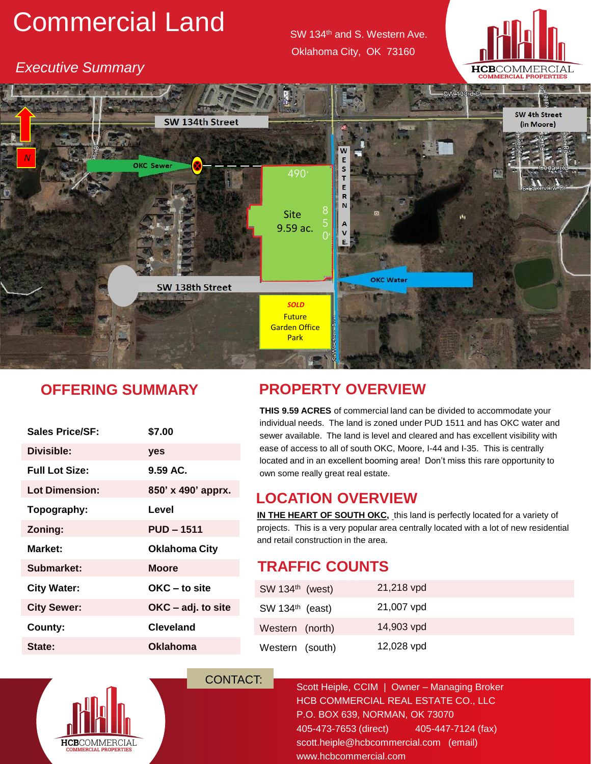# Commercial Land

*Executive Summary*

SW 134th and S. Western Ave.
Oklahoma City, OK 73160

HCBCOMMERCIAL
COMMERCIAL PROPERTIES

SW 134th Street

SW 4th Street (in Moore)

OKC Sewer

490'

Site 9.59 ac.

850'

WESTERN AVE.

SW 138th Street

OKC Water

*SOLD*
Future Garden Office Park

## OFFERING SUMMARY

| | |
|---|---|
| **Sales Price/SF:** | **$7.00** |
| **Divisible:** | **yes** |
| **Full Lot Size:** | **9.59 AC.** |
| **Lot Dimension:** | **850' x 490' apprx.** |
| **Topography:** | **Level** |
| **Zoning:** | **PUD – 1511** |
| **Market:** | **Oklahoma City** |
| **Submarket:** | **Moore** |
| **City Water:** | **OKC – to site** |
| **City Sewer:** | **OKC – adj. to site** |
| **County:** | **Cleveland** |
| **State:** | **Oklahoma** |

## PROPERTY OVERVIEW

**THIS 9.59 ACRES** of commercial land can be divided to accommodate your individual needs. The land is zoned under PUD 1511 and has OKC water and sewer available. The land is level and cleared and has excellent visibility with ease of access to all of south OKC, Moore, I-44 and I-35. This is centrally located and in an excellent booming area! Don't miss this rare opportunity to own some really great real estate.

## LOCATION OVERVIEW

**IN THE HEART OF SOUTH OKC,** this land is perfectly located for a variety of projects. This is a very popular area centrally located with a lot of new residential and retail construction in the area.

## TRAFFIC COUNTS

| | |
|---|---|
| SW 134th (west) | 21,218 vpd |
| SW 134th (east) | 21,007 vpd |
| Western (north) | 14,903 vpd |
| Western (south) | 12,028 vpd |

CONTACT:

Scott Heiple, CCIM | Owner – Managing Broker
HCB COMMERCIAL REAL ESTATE CO., LLC
P.O. BOX 639, NORMAN, OK 73070
405-473-7653 (direct) 405-447-7124 (fax)
scott.heiple@hcbcommercial.com (email)
www.hcbcommercial.com

HCBCOMMERCIAL
COMMERCIAL PROPERTIES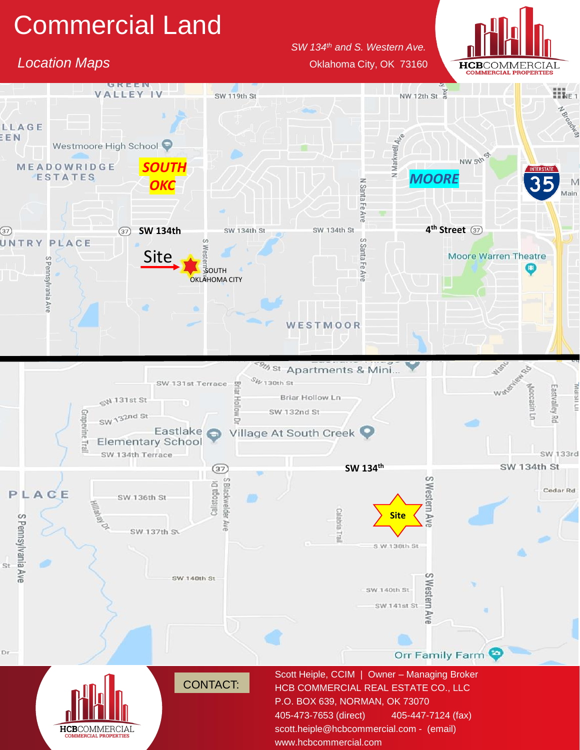# Commercial Land

*Location Maps*

*SW 134th and S. Western Ave.*
Oklahoma City, OK 73160

CONTACT:

Scott Heiple, CCIM | Owner – Managing Broker
HCB COMMERCIAL REAL ESTATE CO., LLC
P.O. BOX 639, NORMAN, OK 73070
405-473-7653 (direct) 405-447-7124 (fax)
scott.heiple@hcbcommercial.com - (email)
www.hcbcommercial.com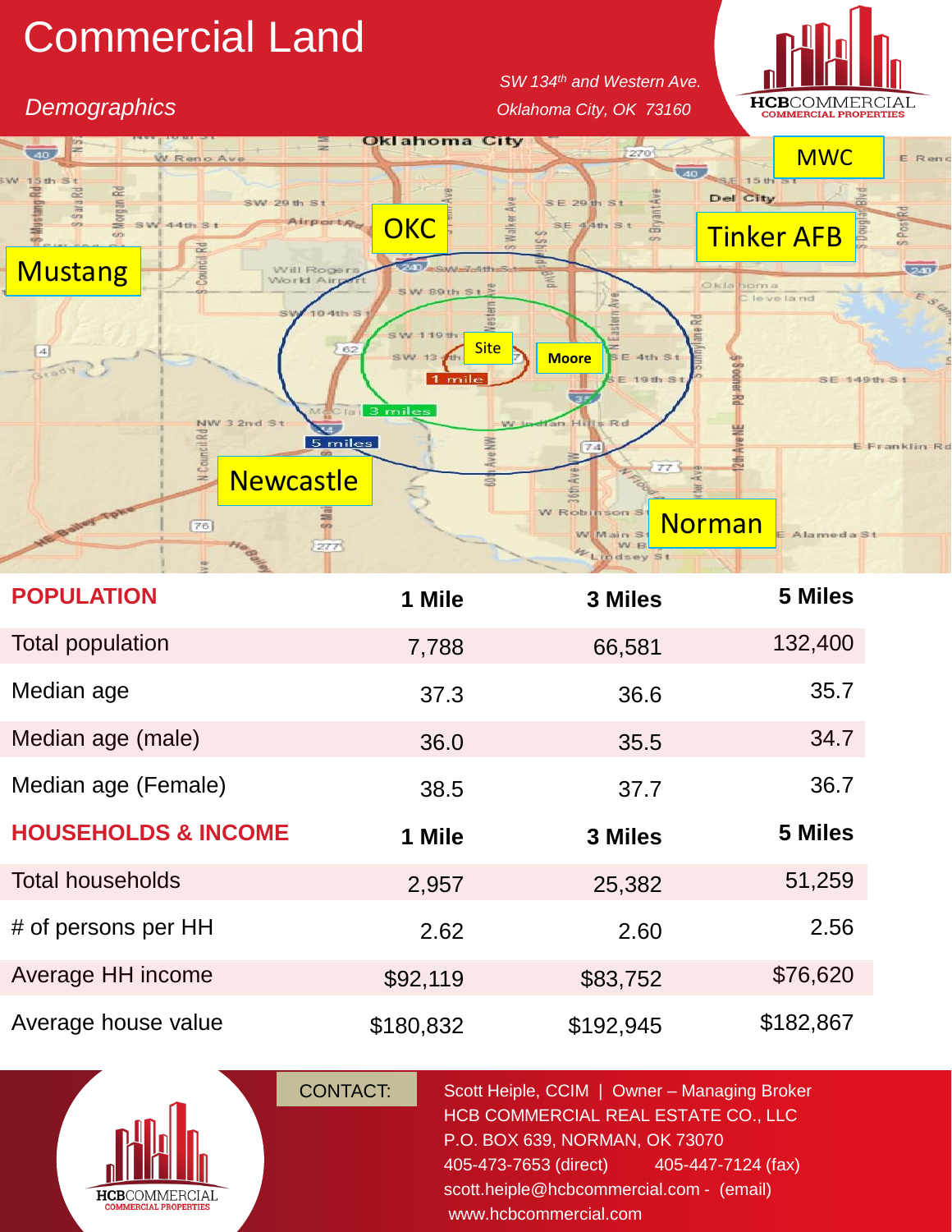# Commercial Land

*Demographics*

*SW 134th and Western Ave.*
*Oklahoma City, OK 73160*

HCBCOMMERCIAL
COMMERCIAL PROPERTIES

MWC
Tinker AFB
OKC
Mustang
Site
Moore
1 mile
3 miles
5 miles
Newcastle
Norman

| **POPULATION** | **1 Mile** | **3 Miles** | **5 Miles** |
|---|---|---|---|
| Total population | 7,788 | 66,581 | 132,400 |
| Median age | 37.3 | 36.6 | 35.7 |
| Median age (male) | 36.0 | 35.5 | 34.7 |
| Median age (Female) | 38.5 | 37.7 | 36.7 |
| **HOUSEHOLDS & INCOME** | **1 Mile** | **3 Miles** | **5 Miles** |
| Total households | 2,957 | 25,382 | 51,259 |
| # of persons per HH | 2.62 | 2.60 | 2.56 |
| Average HH income | $92,119 | $83,752 | $76,620 |
| Average house value | $180,832 | $192,945 | $182,867 |

HCBCOMMERCIAL
COMMERCIAL PROPERTIES

CONTACT:

Scott Heiple, CCIM | Owner – Managing Broker
HCB COMMERCIAL REAL ESTATE CO., LLC
P.O. BOX 639, NORMAN, OK 73070
405-473-7653 (direct) 405-447-7124 (fax)
scott.heiple@hcbcommercial.com - (email)
www.hcbcommercial.com